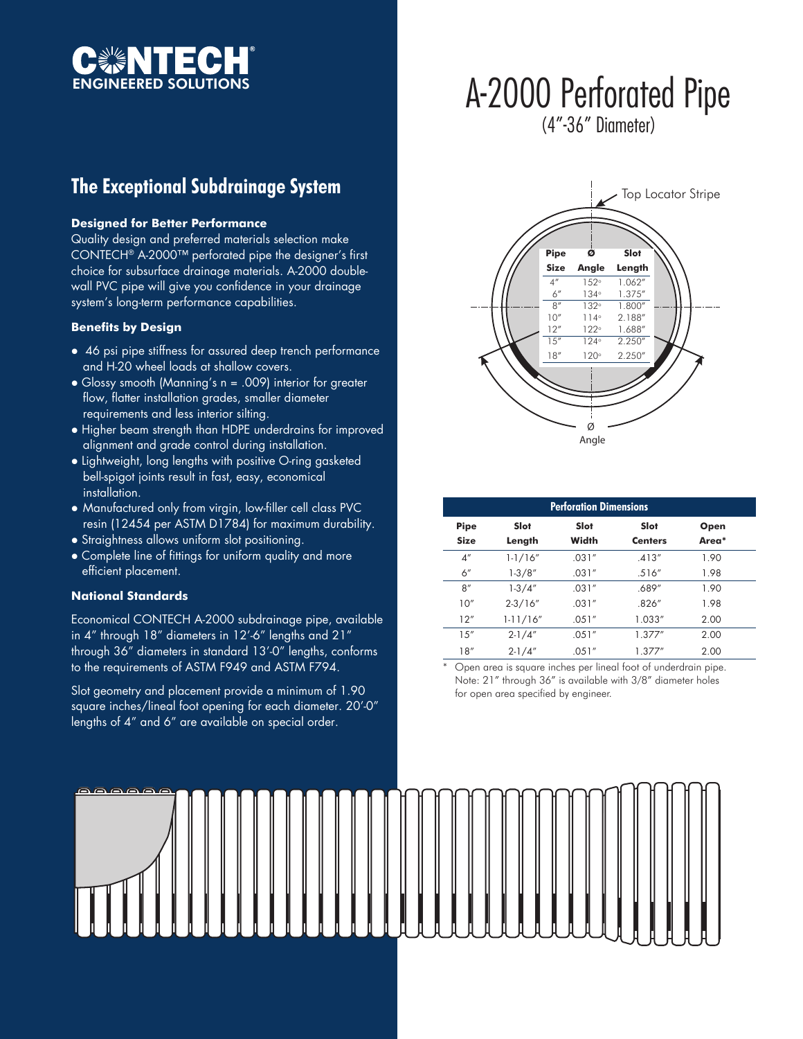CONTECH® ENGINEERED SOLUTIONS

# A-2000 Perforated Pipe

(4"-36" Diameter)

## The Exceptional Subdrainage System

### Designed for Better Performance

Quality design and preferred materials selection make CONTECH® A-2000™ perforated pipe the designer's first choice for subsurface drainage materials. A-2000 double-wall PVC pipe will give you confidence in your drainage system's long-term performance capabilities.

### Benefits by Design

- 46 psi pipe stiffness for assured deep trench performance and H-20 wheel loads at shallow covers.
- Glossy smooth (Manning's n = .009) interior for greater flow, flatter installation grades, smaller diameter requirements and less interior silting.
- Higher beam strength than HDPE underdrains for improved alignment and grade control during installation.
- Lightweight, long lengths with positive O-ring gasketed bell-spigot joints result in fast, easy, economical installation.
- Manufactured only from virgin, low-filler cell class PVC resin (12454 per ASTM D1784) for maximum durability.
- Straightness allows uniform slot positioning.
- Complete line of fittings for uniform quality and more efficient placement.

### National Standards

Economical CONTECH A-2000 subdrainage pipe, available in 4" through 18" diameters in 12'-6" lengths and 21" through 36" diameters in standard 13'-0" lengths, conforms to the requirements of ASTM F949 and ASTM F794.

Slot geometry and placement provide a minimum of 1.90 square inches/lineal foot opening for each diameter. 20'-0" lengths of 4" and 6" are available on special order.

Top Locator Stripe

| Pipe Size | Ø Angle | Slot Length |
|---|---|---|
| 4" | 152° | 1.062" |
| 6" | 134° | 1.375" |
| 8" | 132° | 1.800" |
| 10" | 114° | 2.188" |
| 12" | 122° | 1.688" |
| 15" | 124° | 2.250" |
| 18" | 120° | 2.250" |

Ø Angle

| Perforation Dimensions | | | | |
|---|---|---|---|---|
| Pipe Size | Slot Length | Slot Width | Slot Centers | Open Area* |
| 4" | 1-1/16" | .031" | .413" | 1.90 |
| 6" | 1-3/8" | .031" | .516" | 1.98 |
| 8" | 1-3/4" | .031" | .689" | 1.90 |
| 10" | 2-3/16" | .031" | .826" | 1.98 |
| 12" | 1-11/16" | .051" | 1.033" | 2.00 |
| 15" | 2-1/4" | .051" | 1.377" | 2.00 |
| 18" | 2-1/4" | .051" | 1.377" | 2.00 |

\* Open area is square inches per lineal foot of underdrain pipe. Note: 21" through 36" is available with 3/8" diameter holes for open area specified by engineer.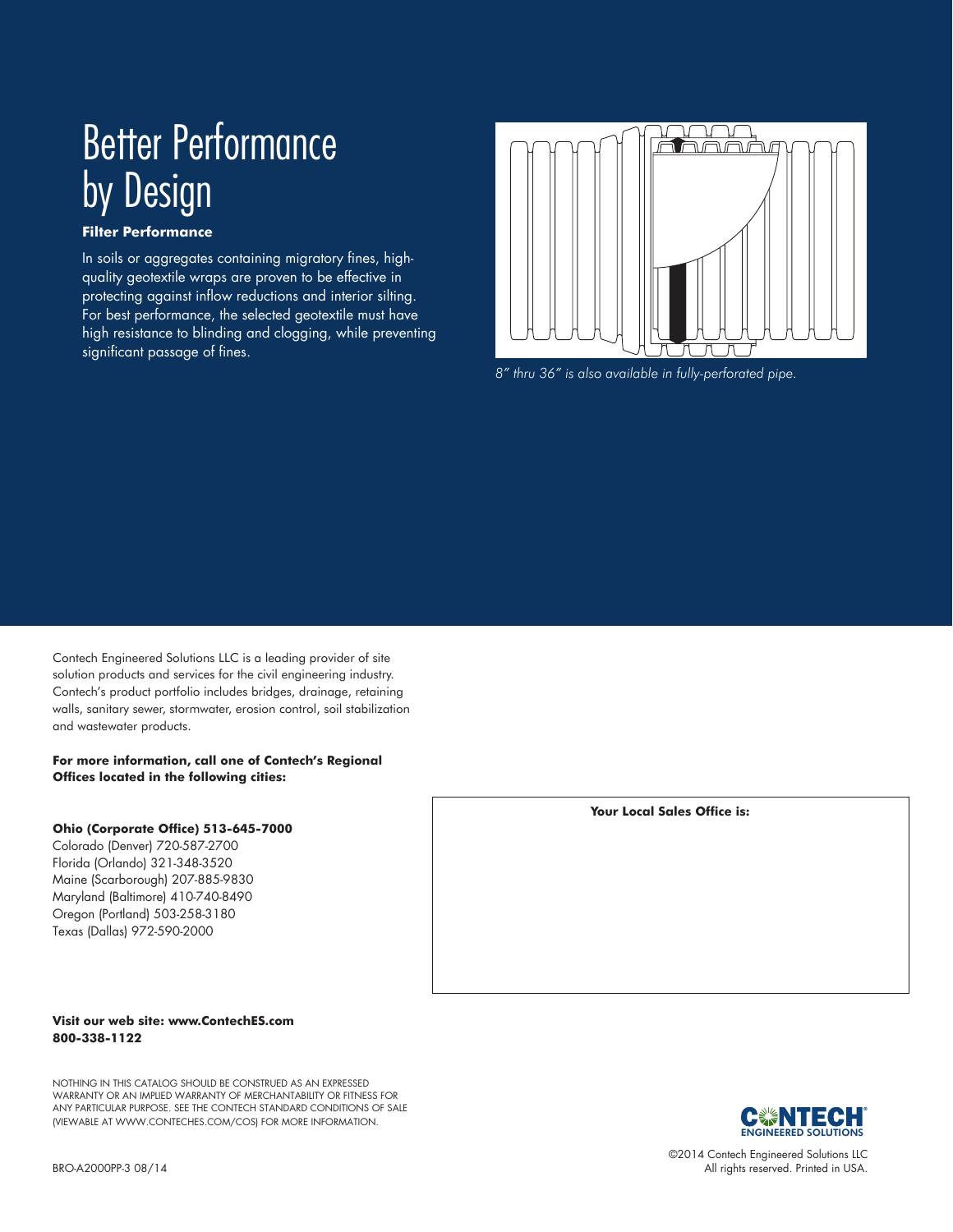# Better Performance by Design

**Filter Performance**

In soils or aggregates containing migratory fines, high-quality geotextile wraps are proven to be effective in protecting against inflow reductions and interior silting. For best performance, the selected geotextile must have high resistance to blinding and clogging, while preventing significant passage of fines.

*8" thru 36" is also available in fully-perforated pipe.*

Contech Engineered Solutions LLC is a leading provider of site solution products and services for the civil engineering industry. Contech's product portfolio includes bridges, drainage, retaining walls, sanitary sewer, stormwater, erosion control, soil stabilization and wastewater products.

**For more information, call one of Contech's Regional Offices located in the following cities:**

**Ohio (Corporate Office) 513-645-7000**
Colorado (Denver) 720-587-2700
Florida (Orlando) 321-348-3520
Maine (Scarborough) 207-885-9830
Maryland (Baltimore) 410-740-8490
Oregon (Portland) 503-258-3180
Texas (Dallas) 972-590-2000

**Your Local Sales Office is:**

**Visit our web site: www.ContechES.com**
**800-338-1122**

NOTHING IN THIS CATALOG SHOULD BE CONSTRUED AS AN EXPRESSED WARRANTY OR AN IMPLIED WARRANTY OF MERCHANTABILITY OR FITNESS FOR ANY PARTICULAR PURPOSE. SEE THE CONTECH STANDARD CONDITIONS OF SALE (VIEWABLE AT WWW.CONTECHES.COM/COS) FOR MORE INFORMATION.

CONTECH ENGINEERED SOLUTIONS

©2014 Contech Engineered Solutions LLC
All rights reserved. Printed in USA.

BRO-A2000PP-3 08/14